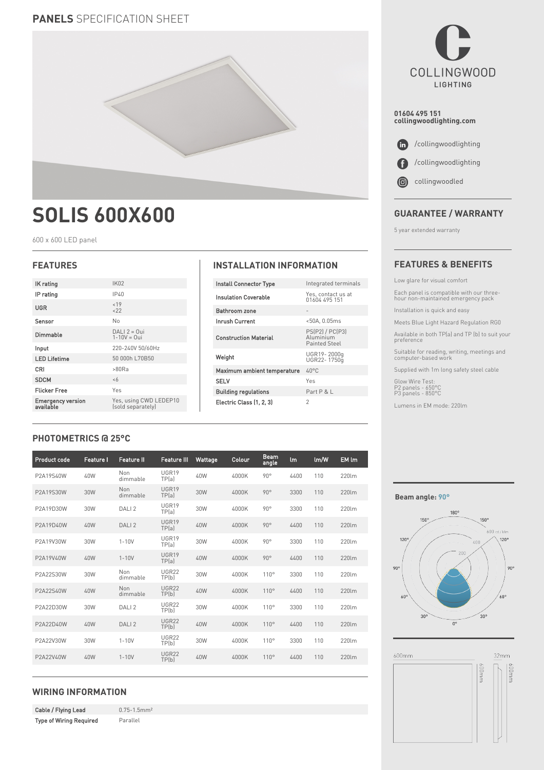**PANELS** SPECIFICATION SHEET

# SOLIS 600X600

600 x 600 LED panel

## FEATURES

| | |
|---|---|
| IK rating | IK02 |
| IP rating | IP40 |
| UGR | <19<br><22 |
| Sensor | No |
| Dimmable | DALI 2 = Oui<br>1-10V = Oui |
| Input | 220-240V 50/60Hz |
| LED Lifetime | 50 000h L70B50 |
| CRI | >80Ra |
| SDCM | <6 |
| Flicker Free | Yes |
| Emergency version available | Yes, using CWD LEDEP10 (sold separately) |

## INSTALLATION INFORMATION

| | |
|---|---|
| Install Connector Type | Integrated terminals |
| Insulation Coverable | Yes, contact us at 01604 495 151 |
| Bathroom zone | - |
| Inrush Current | <50A, 0.05ms |
| Construction Material | PS(P2) / PC(P3)<br>Aluminium<br>Painted Steel |
| Weight | UGR19- 2000g<br>UGR22- 1750g |
| Maximum ambient temperature | 40°C |
| SELV | Yes |
| Building regulations | Part P & L |
| Electric Class (1, 2, 3) | 2 |

## PHOTOMETRICS @ 25°C

| Product code | Feature I | Feature II | Feature III | Wattage | Colour | Beam angle | lm | lm/W | EM lm |
|---|---|---|---|---|---|---|---|---|---|
| P2A19S40W | 40W | Non dimmable | UGR19 TP(a) | 40W | 4000K | 90° | 4400 | 110 | 220lm |
| P2A19S30W | 30W | Non dimmable | UGR19 TP(a) | 30W | 4000K | 90° | 3300 | 110 | 220lm |
| P2A19D30W | 30W | DALI 2 | UGR19 TP(a) | 30W | 4000K | 90° | 3300 | 110 | 220lm |
| P2A19D40W | 40W | DALI 2 | UGR19 TP(a) | 40W | 4000K | 90° | 4400 | 110 | 220lm |
| P2A19V30W | 30W | 1-10V | UGR19 TP(a) | 30W | 4000K | 90° | 3300 | 110 | 220lm |
| P2A19V40W | 40W | 1-10V | UGR19 TP(a) | 40W | 4000K | 90° | 4400 | 110 | 220lm |
| P2A22S30W | 30W | Non dimmable | UGR22 TP(b) | 30W | 4000K | 110° | 3300 | 110 | 220lm |
| P2A22S40W | 40W | Non dimmable | UGR22 TP(b) | 40W | 4000K | 110° | 4400 | 110 | 220lm |
| P2A22D30W | 30W | DALI 2 | UGR22 TP(b) | 30W | 4000K | 110° | 3300 | 110 | 220lm |
| P2A22D40W | 40W | DALI 2 | UGR22 TP(b) | 40W | 4000K | 110° | 4400 | 110 | 220lm |
| P2A22V30W | 30W | 1-10V | UGR22 TP(b) | 30W | 4000K | 110° | 3300 | 110 | 220lm |
| P2A22V40W | 40W | 1-10V | UGR22 TP(b) | 40W | 4000K | 110° | 4400 | 110 | 220lm |

## WIRING INFORMATION

| | |
|---|---|
| Cable / Flying Lead | 0.75-1.5mm² |
| Type of Wiring Required | Parallel |

COLLINGWOOD LIGHTING

**01604 495 151**
**collingwoodlighting.com**

/collingwoodlighting

/collingwoodlighting

collingwoodled

## GUARANTEE / WARRANTY

5 year extended warranty

## FEATURES & BENEFITS

Low glare for visual comfort

Each panel is compatible with our three-hour non-maintained emergency pack

Installation is quick and easy

Meets Blue Light Hazard Regulation RG0

Available in both TP(a) and TP (b) to suit your preference

Suitable for reading, writing, meetings and computer-based work

Supplied with 1m long safety steel cable

Glow Wire Test:
P2 panels - 650°C
P3 panels - 850°C

Lumens in EM mode: 220lm

**Beam angle: 90°**

600mm | 32mm | 600mm | 600mm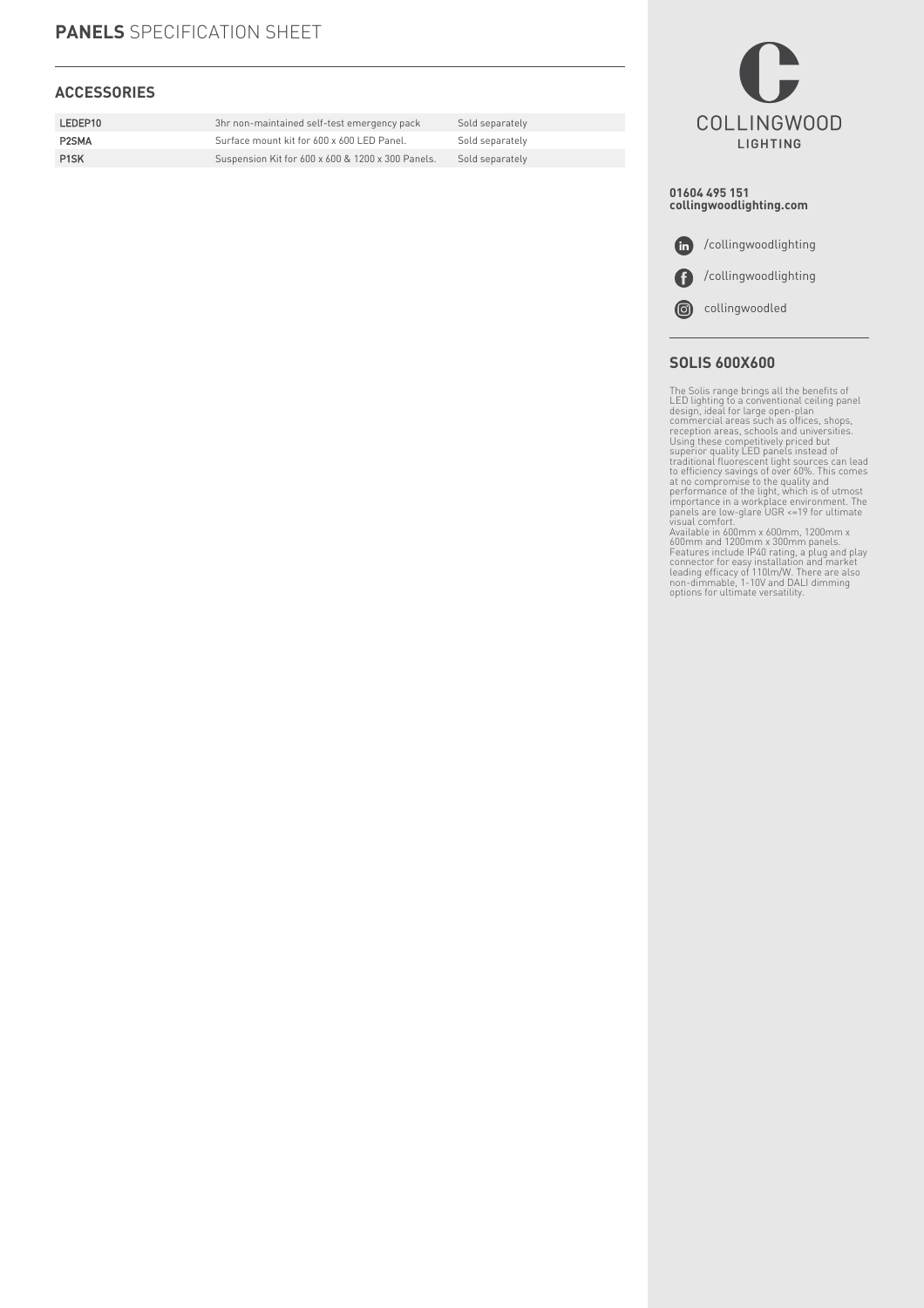## PANELS SPECIFICATION SHEET

### ACCESSORIES

| | | |
|---|---|---|
| LEDEP10 | 3hr non-maintained self-test emergency pack | Sold separately |
| P2SMA | Surface mount kit for 600 x 600 LED Panel. | Sold separately |
| P1SK | Suspension Kit for 600 x 600 & 1200 x 300 Panels. | Sold separately |

COLLINGWOOD LIGHTING

**01604 495 151**
**collingwoodlighting.com**

/collingwoodlighting

/collingwoodlighting

collingwoodled

### SOLIS 600X600

The Solis range brings all the benefits of LED lighting to a conventional ceiling panel design, ideal for large open-plan commercial areas such as offices, shops, reception areas, schools and universities. Using these competitively priced but superior quality LED panels instead of traditional fluorescent light sources can lead to efficiency savings of over 60%. This comes at no compromise to the quality and performance of the light, which is of utmost importance in a workplace environment. The panels are low-glare UGR <=19 for ultimate visual comfort.

Available in 600mm x 600mm, 1200mm x 600mm and 1200mm x 300mm panels. Features include IP40 rating, a plug and play connector for easy installation and market leading efficacy of 110lm/W. There are also non-dimmable, 1-10V and DALI dimming options for ultimate versatility.